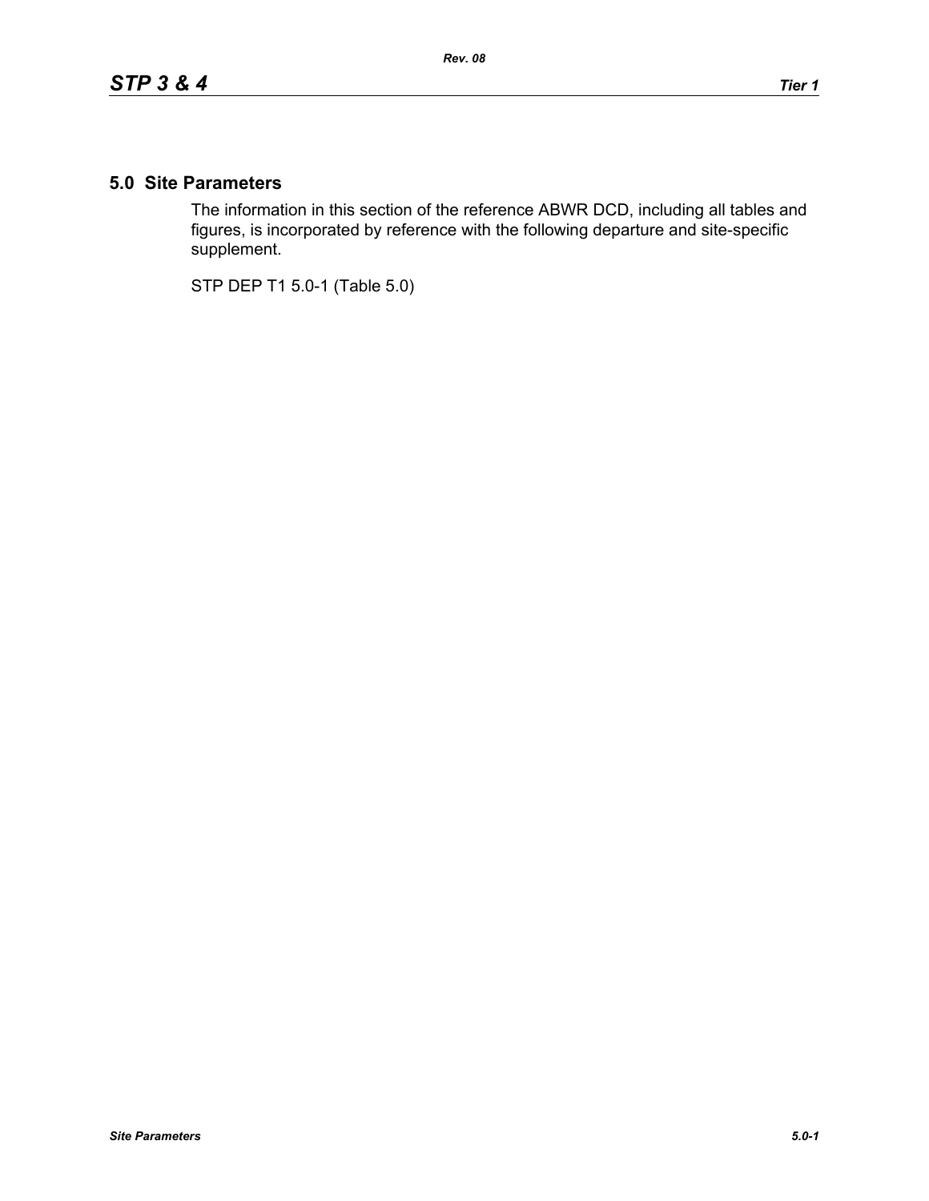## 5.0 Site Parameters

The information in this section of the reference ABWR DCD, including all tables and figures, is incorporated by reference with the following departure and site-specific supplement.

STP DEP T1 5.0-1 (Table 5.0)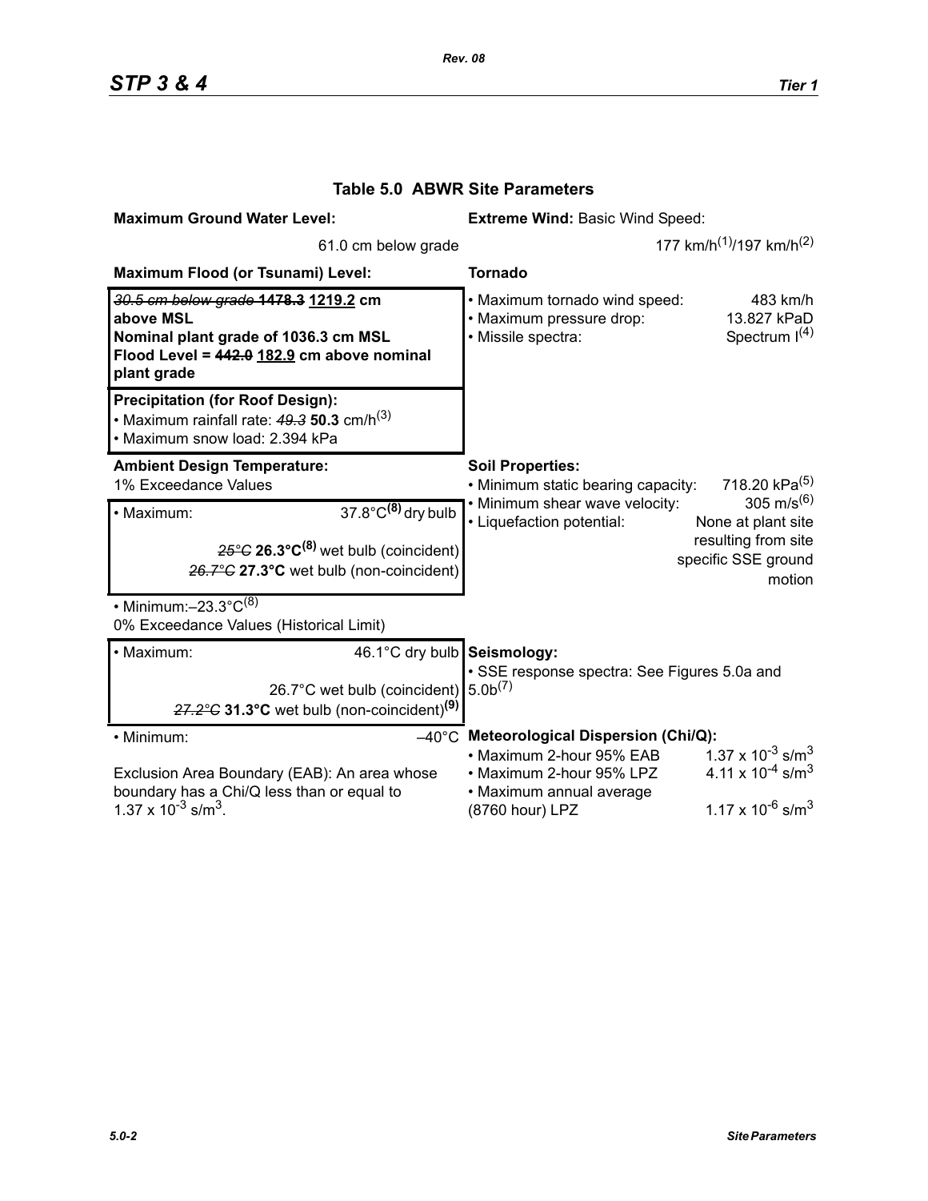## Table 5.0 ABWR Site Parameters

**Maximum Ground Water Level:**

61.0 cm below grade

**Maximum Flood (or Tsunami) Level:**

~~*30.5 cm below grade*~~ ~~**1478.3**~~ **1219.2 cm above MSL**
**Nominal plant grade of 1036.3 cm MSL**
**Flood Level = ~~442.0~~ 182.9 cm above nominal plant grade**

**Precipitation (for Roof Design):**

- Maximum rainfall rate: ~~*49.3*~~ **50.3** cm/h[3]
- Maximum snow load: 2.394 kPa

**Ambient Design Temperature:**

1% Exceedance Values

- Maximum: 37.8°C**[8]** dry bulb
  ~~*25°C*~~ **26.3°C[8]** wet bulb (coincident)
  ~~*26.7°C*~~ **27.3°C** wet bulb (non-coincident)
- Minimum: –23.3°C[8]

0% Exceedance Values (Historical Limit)

- Maximum: 46.1°C dry bulb
  26.7°C wet bulb (coincident)
  ~~*27.2°C*~~ **31.3°C** wet bulb (non-coincident)**[9]**
- Minimum: –40°C

Exclusion Area Boundary (EAB): An area whose boundary has a Chi/Q less than or equal to $1.37 \times 10^{-3}$ s/m$^3$.

**Extreme Wind:** Basic Wind Speed:

177 km/h[1]/197 km/h[2]

**Tornado**

| | |
|---|---|
| • Maximum tornado wind speed: | 483 km/h |
| • Maximum pressure drop: | 13.827 kPaD |
| • Missile spectra: | Spectrum I[4] |

**Soil Properties:**

| | |
|---|---|
| • Minimum static bearing capacity: | 718.20 kPa[5] |
| • Minimum shear wave velocity: | 305 m/s[6] |
| • Liquefaction potential: | None at plant site resulting from site specific SSE ground motion |

**Seismology:**

- SSE response spectra: See Figures 5.0a and 5.0b[7]

**Meteorological Dispersion (Chi/Q):**

| | |
|---|---|
| • Maximum 2-hour 95% EAB | $1.37 \times 10^{-3}$ s/m$^3$ |
| • Maximum 2-hour 95% LPZ | $4.11 \times 10^{-4}$ s/m$^3$ |
| • Maximum annual average (8760 hour) LPZ | $1.17 \times 10^{-6}$ s/m$^3$ |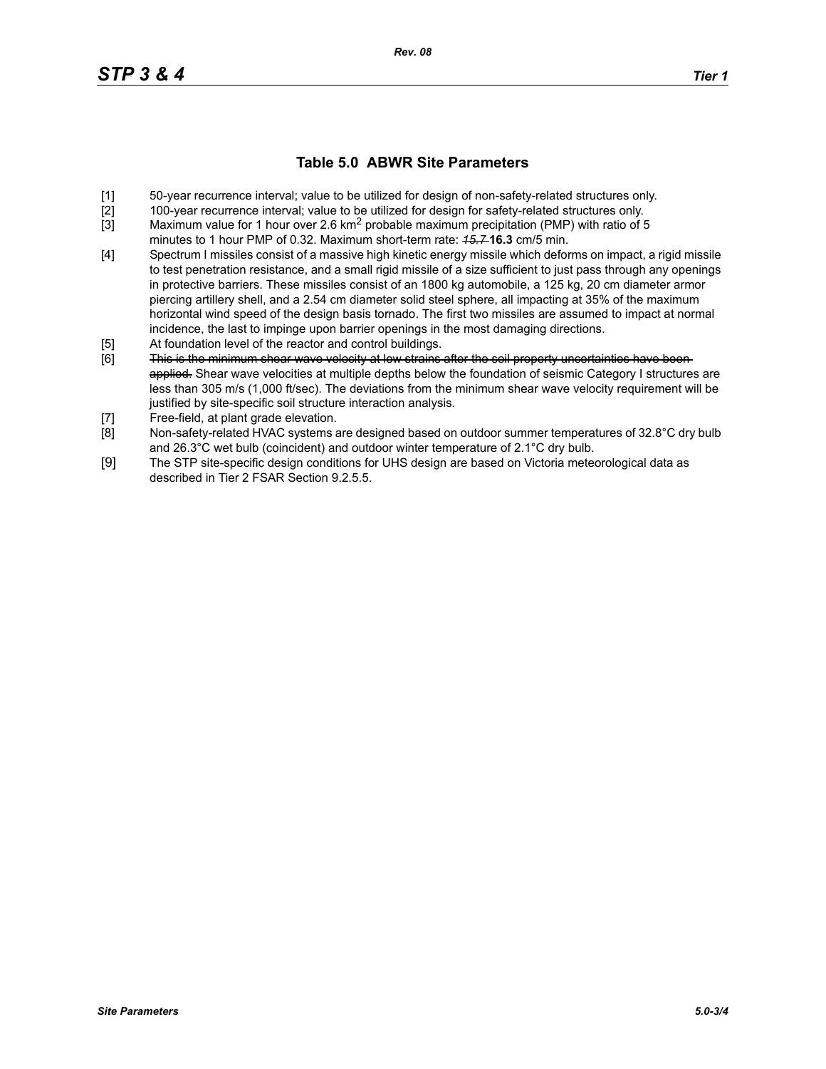## Table 5.0 ABWR Site Parameters

[1] 50-year recurrence interval; value to be utilized for design of non-safety-related structures only.

[2] 100-year recurrence interval; value to be utilized for design for safety-related structures only.

[3] Maximum value for 1 hour over 2.6 $km^2$ probable maximum precipitation (PMP) with ratio of 5 minutes to 1 hour PMP of 0.32. Maximum short-term rate: ~~*15.7*~~ **16.3** cm/5 min.

[4] Spectrum I missiles consist of a massive high kinetic energy missile which deforms on impact, a rigid missile to test penetration resistance, and a small rigid missile of a size sufficient to just pass through any openings in protective barriers. These missiles consist of an 1800 kg automobile, a 125 kg, 20 cm diameter armor piercing artillery shell, and a 2.54 cm diameter solid steel sphere, all impacting at 35% of the maximum horizontal wind speed of the design basis tornado. The first two missiles are assumed to impact at normal incidence, the last to impinge upon barrier openings in the most damaging directions.

[5] At foundation level of the reactor and control buildings.

[6] ~~This is the minimum shear wave velocity at low strains after the soil property uncertainties have been applied.~~ Shear wave velocities at multiple depths below the foundation of seismic Category I structures are less than 305 m/s (1,000 ft/sec). The deviations from the minimum shear wave velocity requirement will be justified by site-specific soil structure interaction analysis.

[7] Free-field, at plant grade elevation.

[8] Non-safety-related HVAC systems are designed based on outdoor summer temperatures of 32.8°C dry bulb and 26.3°C wet bulb (coincident) and outdoor winter temperature of 2.1°C dry bulb.

[9] The STP site-specific design conditions for UHS design are based on Victoria meteorological data as described in Tier 2 FSAR Section 9.2.5.5.